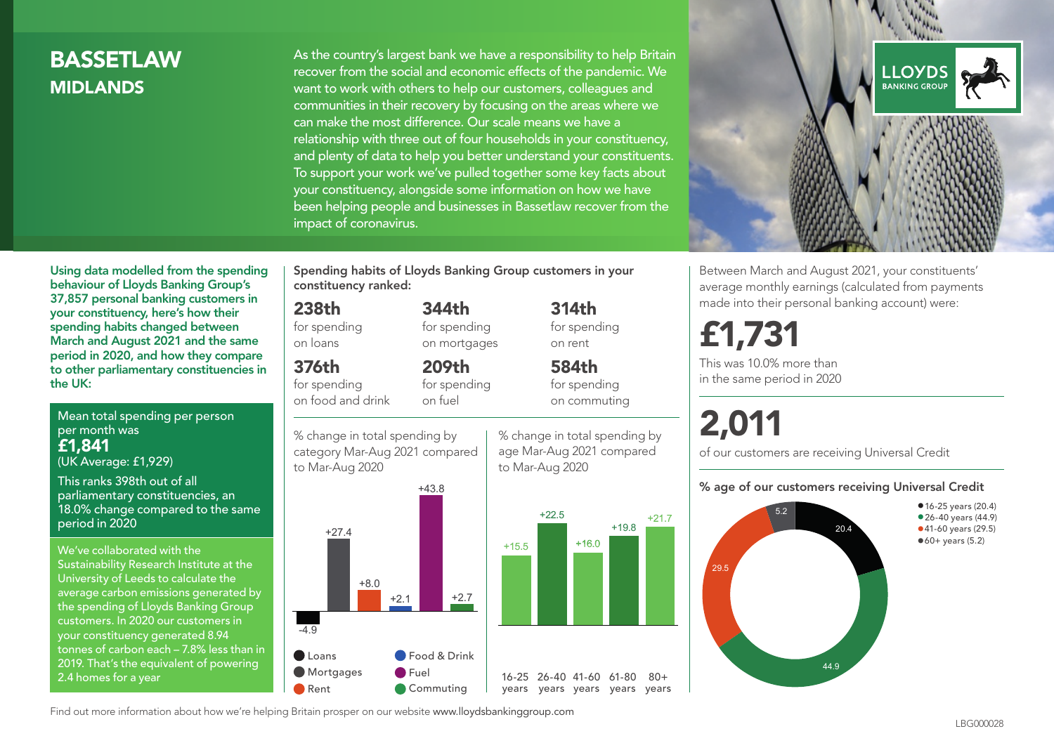# BASSETLAW

## MIDLANDS

As the country's largest bank we have a responsibility to help Britain recover from the social and economic effects of the pandemic. We want to work with others to help our customers, colleagues and communities in their recovery by focusing on the areas where we can make the most difference. Our scale means we have a relationship with three out of four households in your constituency, and plenty of data to help you better understand your constituents. To support your work we've pulled together some key facts about your constituency, alongside some information on how we have been helping people and businesses in Bassetlaw recover from the impact of coronavirus.

**Using data modelled from the spending behaviour of Lloyds Banking Group's 37,857 personal banking customers in your constituency, here's how their spending habits changed between March and August 2021 and the same period in 2020, and how they compare to other parliamentary constituencies in the UK:**

Mean total spending per person per month was
**£1,841**
(UK Average: £1,929)

This ranks 398th out of all parliamentary constituencies, an 18.0% change compared to the same period in 2020

We've collaborated with the Sustainability Research Institute at the University of Leeds to calculate the average carbon emissions generated by the spending of Lloyds Banking Group customers. In 2020 our customers in your constituency generated 8.94 tonnes of carbon each – 7.8% less than in 2019. That's the equivalent of powering 2.4 homes for a year

**Spending habits of Lloyds Banking Group customers in your constituency ranked:**

- **238th** for spending on loans
- **344th** for spending on mortgages
- **314th** for spending on rent
- **376th** for spending on food and drink
- **209th** for spending on fuel
- **584th** for spending on commuting

% change in total spending by category Mar-Aug 2021 compared to Mar-Aug 2020

| Category | % change |
|---|---|
| Loans | -4.9 |
| Mortgages | +27.4 |
| Rent | +8.0 |
| Food & Drink | +2.1 |
| Fuel | +43.8 |
| Commuting | +2.7 |

% change in total spending by age Mar-Aug 2021 compared to Mar-Aug 2020

| Age | % change |
|---|---|
| 16-25 years | +15.5 |
| 26-40 years | +22.5 |
| 41-60 years | +16.0 |
| 61-80 years | +19.8 |
| 80+ years | +21.7 |

Between March and August 2021, your constituents' average monthly earnings (calculated from payments made into their personal banking account) were:

**£1,731**

This was 10.0% more than in the same period in 2020

**2,011**

of our customers are receiving Universal Credit

**% age of our customers receiving Universal Credit**

| Age | % |
|---|---|
| 16-25 years | 20.4 |
| 26-40 years | 44.9 |
| 41-60 years | 29.5 |
| 60+ years | 5.2 |

Find out more information about how we're helping Britain prosper on our website www.lloydsbankinggroup.com

LBG000028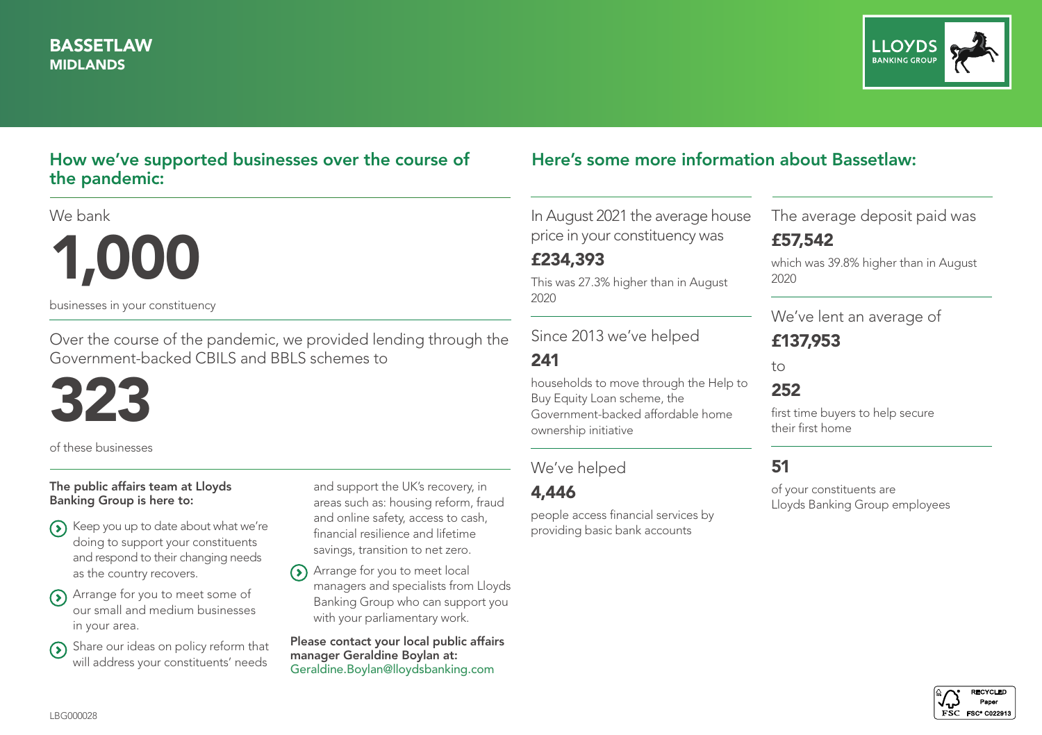# BASSETLAW
## MIDLANDS

## How we've supported businesses over the course of the pandemic:

We bank

**1,000**

businesses in your constituency

Over the course of the pandemic, we provided lending through the Government-backed CBILS and BBLS schemes to

**323**

of these businesses

**The public affairs team at Lloyds Banking Group is here to:**

- Keep you up to date about what we're doing to support your constituents and respond to their changing needs as the country recovers.
- Arrange for you to meet some of our small and medium businesses in your area.
- Share our ideas on policy reform that will address your constituents' needs and support the UK's recovery, in areas such as: housing reform, fraud and online safety, access to cash, financial resilience and lifetime savings, transition to net zero.
- Arrange for you to meet local managers and specialists from Lloyds Banking Group who can support you with your parliamentary work.

**Please contact your local public affairs manager Geraldine Boylan at:**
Geraldine.Boylan@lloydsbanking.com

## Here's some more information about Bassetlaw:

In August 2021 the average house price in your constituency was

**£234,393**

This was 27.3% higher than in August 2020

Since 2013 we've helped

**241**

households to move through the Help to Buy Equity Loan scheme, the Government-backed affordable home ownership initiative

We've helped

**4,446**

people access financial services by providing basic bank accounts

The average deposit paid was

**£57,542**

which was 39.8% higher than in August 2020

We've lent an average of

**£137,953**

to

**252**

first time buyers to help secure their first home

**51**

of your constituents are Lloyds Banking Group employees

LBG000028